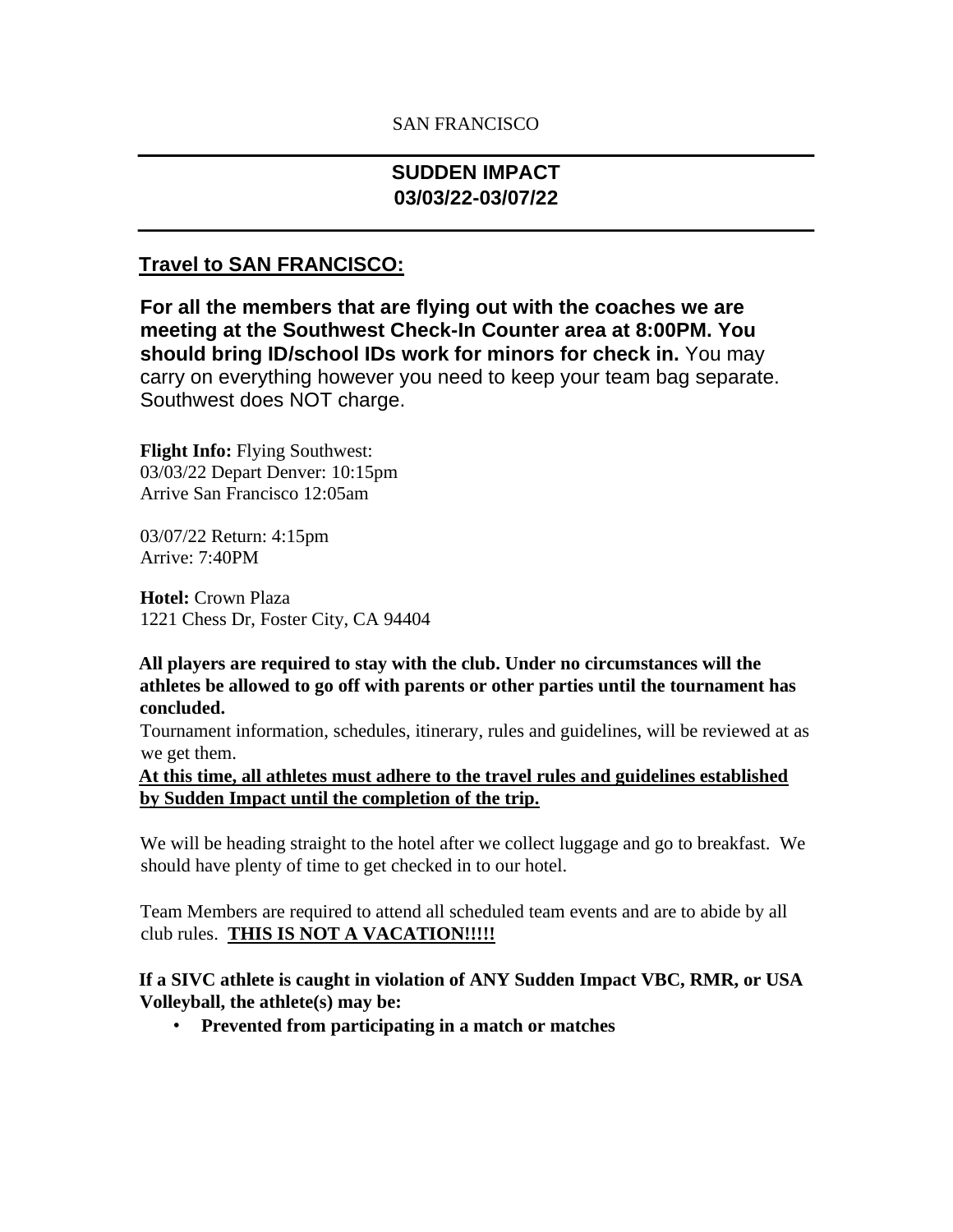SAN FRANCISCO

# SUDDEN IMPACT
# 03/03/22-03/07/22

## Travel to SAN FRANCISCO:

**For all the members that are flying out with the coaches we are meeting at the Southwest Check-In Counter area at 8:00PM. You should bring ID/school IDs work for minors for check in.** You may carry on everything however you need to keep your team bag separate. Southwest does NOT charge.

**Flight Info:** Flying Southwest:
03/03/22 Depart Denver: 10:15pm
Arrive San Francisco 12:05am

03/07/22 Return: 4:15pm
Arrive: 7:40PM

**Hotel:** Crown Plaza
1221 Chess Dr, Foster City, CA 94404

**All players are required to stay with the club. Under no circumstances will the athletes be allowed to go off with parents or other parties until the tournament has concluded.**

Tournament information, schedules, itinerary, rules and guidelines, will be reviewed at as we get them.

**At this time, all athletes must adhere to the travel rules and guidelines established by Sudden Impact until the completion of the trip.**

We will be heading straight to the hotel after we collect luggage and go to breakfast. We should have plenty of time to get checked in to our hotel.

Team Members are required to attend all scheduled team events and are to abide by all club rules. **THIS IS NOT A VACATION!!!!!**

**If a SIVC athlete is caught in violation of ANY Sudden Impact VBC, RMR, or USA Volleyball, the athlete(s) may be:**

- **Prevented from participating in a match or matches**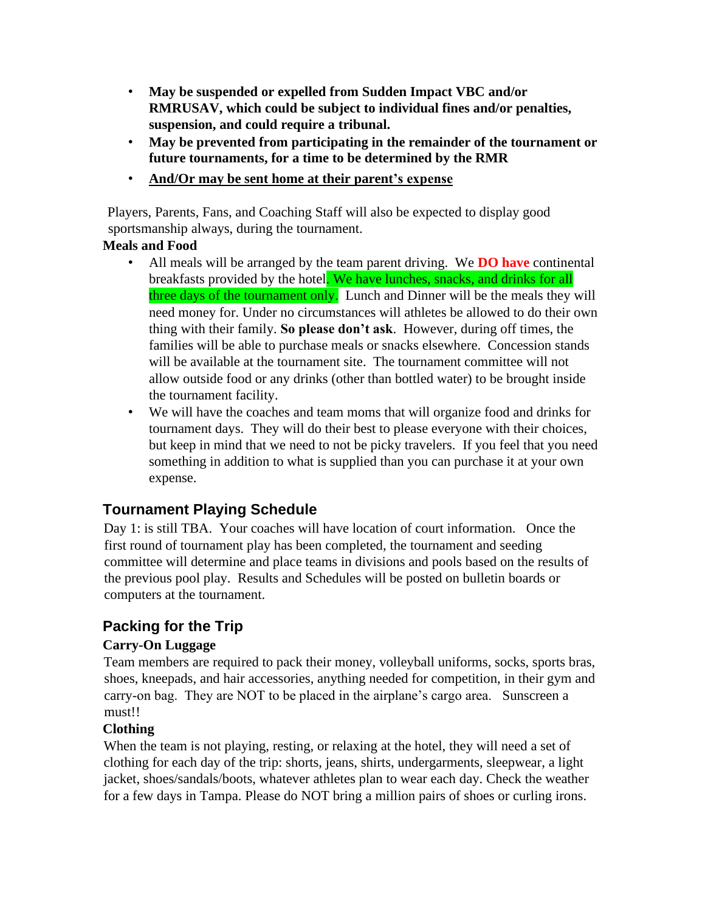- **May be suspended or expelled from Sudden Impact VBC and/or RMRUSAV, which could be subject to individual fines and/or penalties, suspension, and could require a tribunal.**
- **May be prevented from participating in the remainder of the tournament or future tournaments, for a time to be determined by the RMR**
- **And/Or may be sent home at their parent's expense**

Players, Parents, Fans, and Coaching Staff will also be expected to display good sportsmanship always, during the tournament.

**Meals and Food**

- All meals will be arranged by the team parent driving. We **DO have** continental breakfasts provided by the hotel. We have lunches, snacks, and drinks for all three days of the tournament only. Lunch and Dinner will be the meals they will need money for. Under no circumstances will athletes be allowed to do their own thing with their family. **So please don't ask**. However, during off times, the families will be able to purchase meals or snacks elsewhere. Concession stands will be available at the tournament site. The tournament committee will not allow outside food or any drinks (other than bottled water) to be brought inside the tournament facility.
- We will have the coaches and team moms that will organize food and drinks for tournament days. They will do their best to please everyone with their choices, but keep in mind that we need to not be picky travelers. If you feel that you need something in addition to what is supplied than you can purchase it at your own expense.

## Tournament Playing Schedule

Day 1: is still TBA. Your coaches will have location of court information. Once the first round of tournament play has been completed, the tournament and seeding committee will determine and place teams in divisions and pools based on the results of the previous pool play. Results and Schedules will be posted on bulletin boards or computers at the tournament.

## Packing for the Trip

**Carry-On Luggage**

Team members are required to pack their money, volleyball uniforms, socks, sports bras, shoes, kneepads, and hair accessories, anything needed for competition, in their gym and carry-on bag. They are NOT to be placed in the airplane's cargo area. Sunscreen a must!!

**Clothing**

When the team is not playing, resting, or relaxing at the hotel, they will need a set of clothing for each day of the trip: shorts, jeans, shirts, undergarments, sleepwear, a light jacket, shoes/sandals/boots, whatever athletes plan to wear each day. Check the weather for a few days in Tampa. Please do NOT bring a million pairs of shoes or curling irons.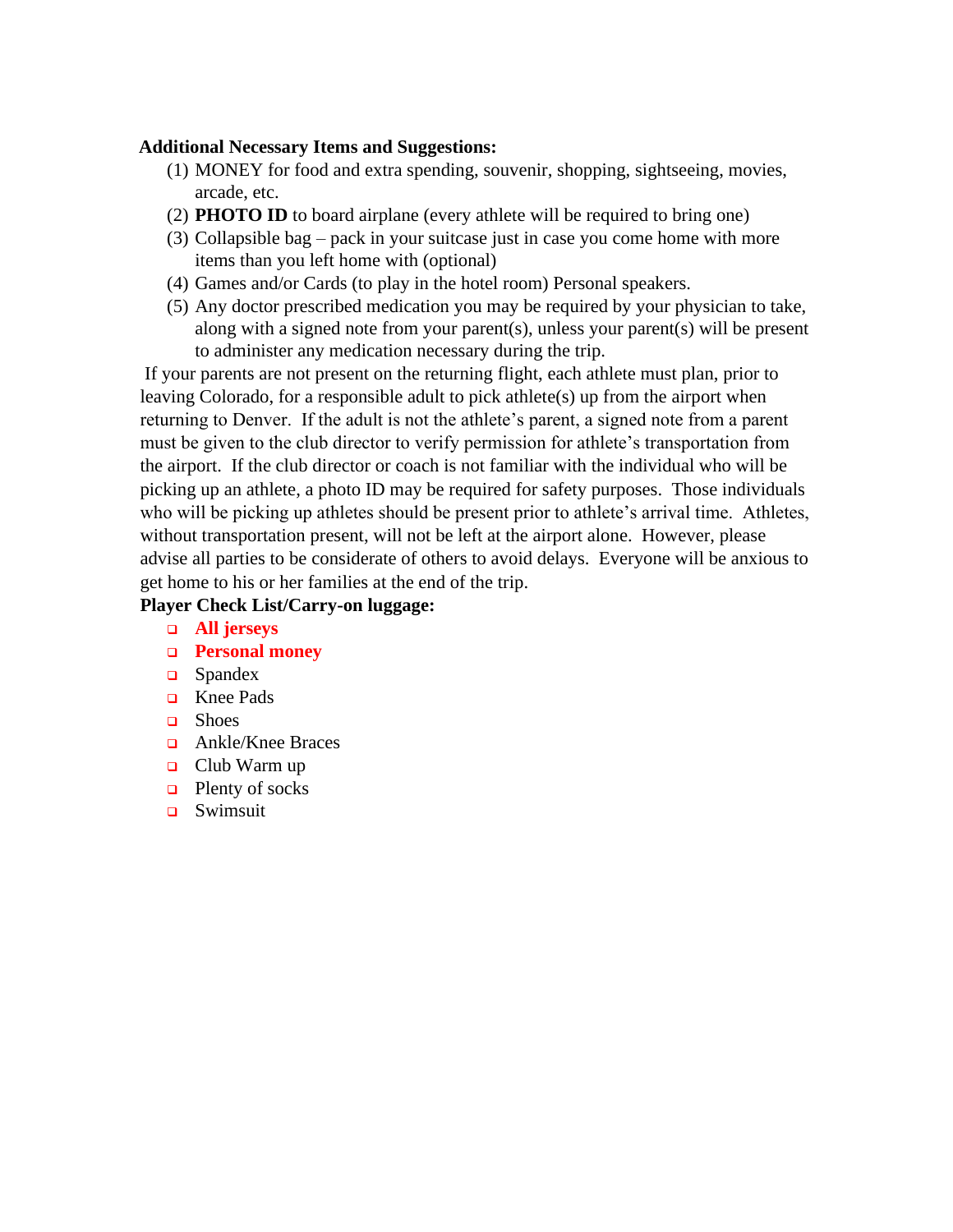**Additional Necessary Items and Suggestions:**

1. MONEY for food and extra spending, souvenir, shopping, sightseeing, movies, arcade, etc.
2. **PHOTO ID** to board airplane (every athlete will be required to bring one)
3. Collapsible bag – pack in your suitcase just in case you come home with more items than you left home with (optional)
4. Games and/or Cards (to play in the hotel room) Personal speakers.
5. Any doctor prescribed medication you may be required by your physician to take, along with a signed note from your parent(s), unless your parent(s) will be present to administer any medication necessary during the trip.

If your parents are not present on the returning flight, each athlete must plan, prior to leaving Colorado, for a responsible adult to pick athlete(s) up from the airport when returning to Denver. If the adult is not the athlete's parent, a signed note from a parent must be given to the club director to verify permission for athlete's transportation from the airport. If the club director or coach is not familiar with the individual who will be picking up an athlete, a photo ID may be required for safety purposes. Those individuals who will be picking up athletes should be present prior to athlete's arrival time. Athletes, without transportation present, will not be left at the airport alone. However, please advise all parties to be considerate of others to avoid delays. Everyone will be anxious to get home to his or her families at the end of the trip.

**Player Check List/Carry-on luggage:**

- **All jerseys**
- **Personal money**
- Spandex
- Knee Pads
- Shoes
- Ankle/Knee Braces
- Club Warm up
- Plenty of socks
- Swimsuit